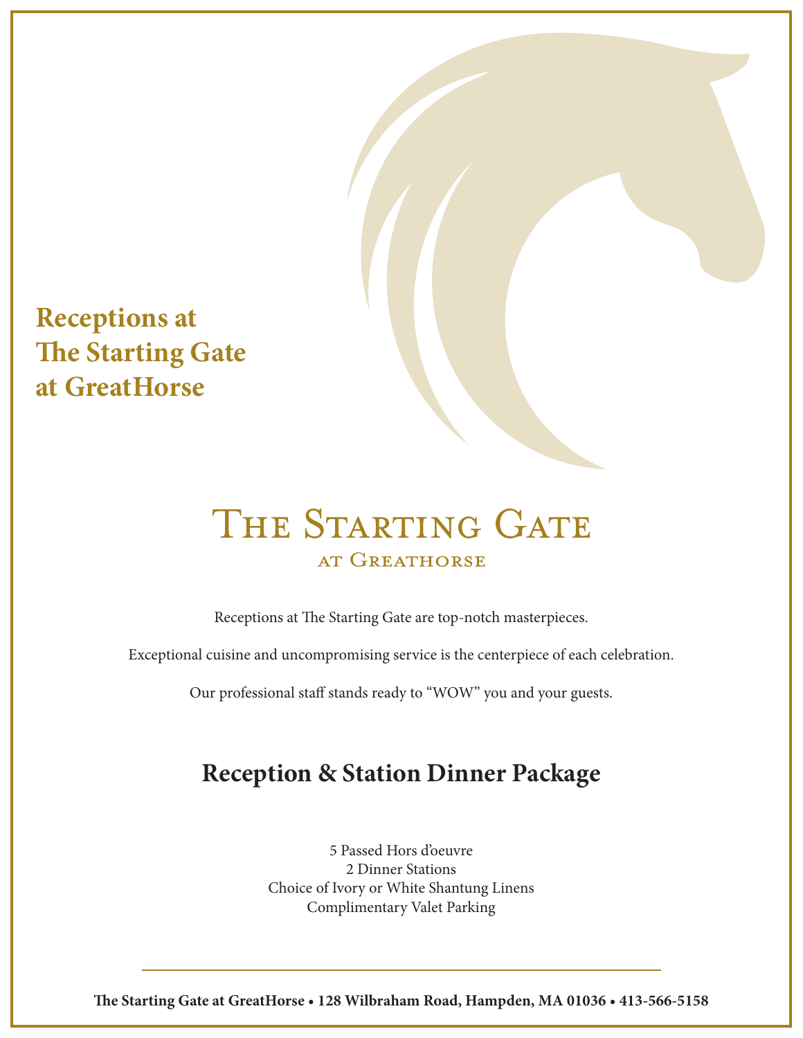# Receptions at The Starting Gate at GreatHorse

THE STARTING GATE
AT GREATHORSE

Receptions at The Starting Gate are top-notch masterpieces.

Exceptional cuisine and uncompromising service is the centerpiece of each celebration.

Our professional staff stands ready to "WOW" you and your guests.

## Reception & Station Dinner Package

5 Passed Hors d'oeuvre
2 Dinner Stations
Choice of Ivory or White Shantung Linens
Complimentary Valet Parking

**The Starting Gate at GreatHorse • 128 Wilbraham Road, Hampden, MA 01036 • 413-566-5158**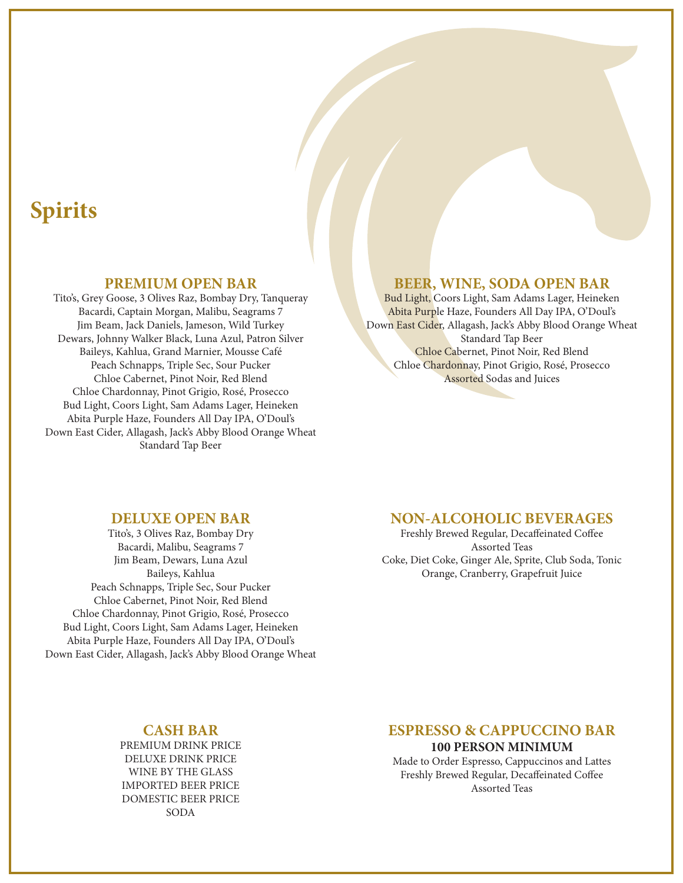# Spirits

## PREMIUM OPEN BAR

Tito's, Grey Goose, 3 Olives Raz, Bombay Dry, Tanqueray
Bacardi, Captain Morgan, Malibu, Seagrams 7
Jim Beam, Jack Daniels, Jameson, Wild Turkey
Dewars, Johnny Walker Black, Luna Azul, Patron Silver
Baileys, Kahlua, Grand Marnier, Mousse Café
Peach Schnapps, Triple Sec, Sour Pucker
Chloe Cabernet, Pinot Noir, Red Blend
Chloe Chardonnay, Pinot Grigio, Rosé, Prosecco
Bud Light, Coors Light, Sam Adams Lager, Heineken
Abita Purple Haze, Founders All Day IPA, O'Doul's
Down East Cider, Allagash, Jack's Abby Blood Orange Wheat
Standard Tap Beer

## BEER, WINE, SODA OPEN BAR

Bud Light, Coors Light, Sam Adams Lager, Heineken
Abita Purple Haze, Founders All Day IPA, O'Doul's
Down East Cider, Allagash, Jack's Abby Blood Orange Wheat
Standard Tap Beer
Chloe Cabernet, Pinot Noir, Red Blend
Chloe Chardonnay, Pinot Grigio, Rosé, Prosecco
Assorted Sodas and Juices

## DELUXE OPEN BAR

Tito's, 3 Olives Raz, Bombay Dry
Bacardi, Malibu, Seagrams 7
Jim Beam, Dewars, Luna Azul
Baileys, Kahlua
Peach Schnapps, Triple Sec, Sour Pucker
Chloe Cabernet, Pinot Noir, Red Blend
Chloe Chardonnay, Pinot Grigio, Rosé, Prosecco
Bud Light, Coors Light, Sam Adams Lager, Heineken
Abita Purple Haze, Founders All Day IPA, O'Doul's
Down East Cider, Allagash, Jack's Abby Blood Orange Wheat

## NON-ALCOHOLIC BEVERAGES

Freshly Brewed Regular, Decaffeinated Coffee
Assorted Teas
Coke, Diet Coke, Ginger Ale, Sprite, Club Soda, Tonic
Orange, Cranberry, Grapefruit Juice

## CASH BAR

PREMIUM DRINK PRICE
DELUXE DRINK PRICE
WINE BY THE GLASS
IMPORTED BEER PRICE
DOMESTIC BEER PRICE
SODA

## ESPRESSO & CAPPUCCINO BAR

**100 PERSON MINIMUM**

Made to Order Espresso, Cappuccinos and Lattes
Freshly Brewed Regular, Decaffeinated Coffee
Assorted Teas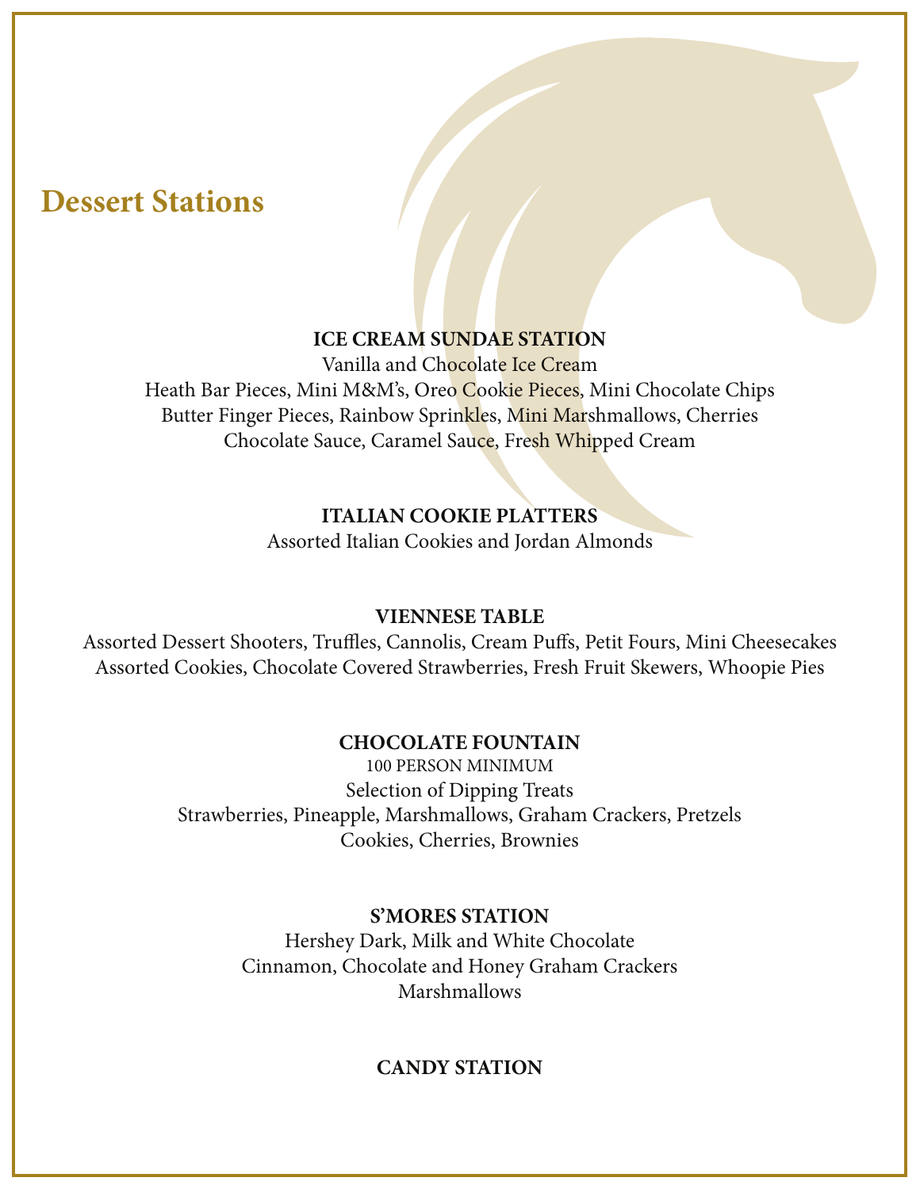# Dessert Stations

**ICE CREAM SUNDAE STATION**

Vanilla and Chocolate Ice Cream
Heath Bar Pieces, Mini M&M's, Oreo Cookie Pieces, Mini Chocolate Chips
Butter Finger Pieces, Rainbow Sprinkles, Mini Marshmallows, Cherries
Chocolate Sauce, Caramel Sauce, Fresh Whipped Cream

**ITALIAN COOKIE PLATTERS**

Assorted Italian Cookies and Jordan Almonds

**VIENNESE TABLE**

Assorted Dessert Shooters, Truffles, Cannolis, Cream Puffs, Petit Fours, Mini Cheesecakes
Assorted Cookies, Chocolate Covered Strawberries, Fresh Fruit Skewers, Whoopie Pies

**CHOCOLATE FOUNTAIN**

100 PERSON MINIMUM
Selection of Dipping Treats
Strawberries, Pineapple, Marshmallows, Graham Crackers, Pretzels
Cookies, Cherries, Brownies

**S'MORES STATION**

Hershey Dark, Milk and White Chocolate
Cinnamon, Chocolate and Honey Graham Crackers
Marshmallows

**CANDY STATION**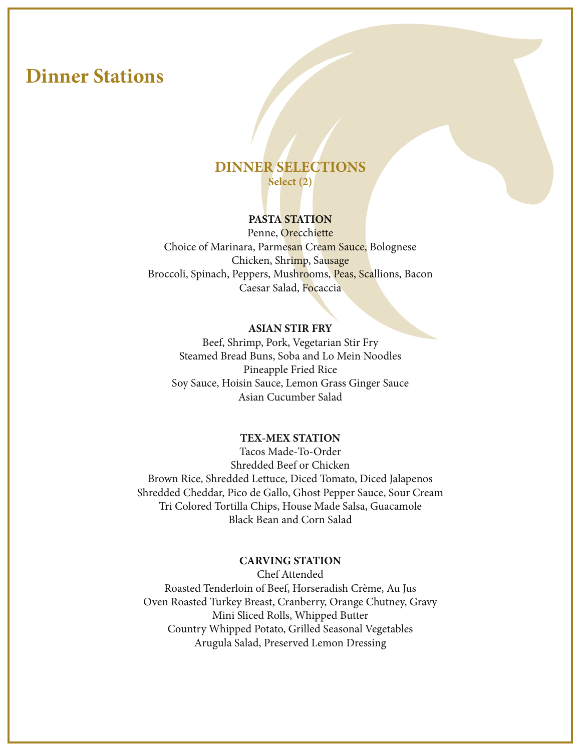# Dinner Stations

## DINNER SELECTIONS

**Select (2)**

**PASTA STATION**

Penne, Orecchiette

Choice of Marinara, Parmesan Cream Sauce, Bolognese

Chicken, Shrimp, Sausage

Broccoli, Spinach, Peppers, Mushrooms, Peas, Scallions, Bacon

Caesar Salad, Focaccia

**ASIAN STIR FRY**

Beef, Shrimp, Pork, Vegetarian Stir Fry

Steamed Bread Buns, Soba and Lo Mein Noodles

Pineapple Fried Rice

Soy Sauce, Hoisin Sauce, Lemon Grass Ginger Sauce

Asian Cucumber Salad

**TEX-MEX STATION**

Tacos Made-To-Order

Shredded Beef or Chicken

Brown Rice, Shredded Lettuce, Diced Tomato, Diced Jalapenos

Shredded Cheddar, Pico de Gallo, Ghost Pepper Sauce, Sour Cream

Tri Colored Tortilla Chips, House Made Salsa, Guacamole

Black Bean and Corn Salad

**CARVING STATION**

Chef Attended

Roasted Tenderloin of Beef, Horseradish Crème, Au Jus

Oven Roasted Turkey Breast, Cranberry, Orange Chutney, Gravy

Mini Sliced Rolls, Whipped Butter

Country Whipped Potato, Grilled Seasonal Vegetables

Arugula Salad, Preserved Lemon Dressing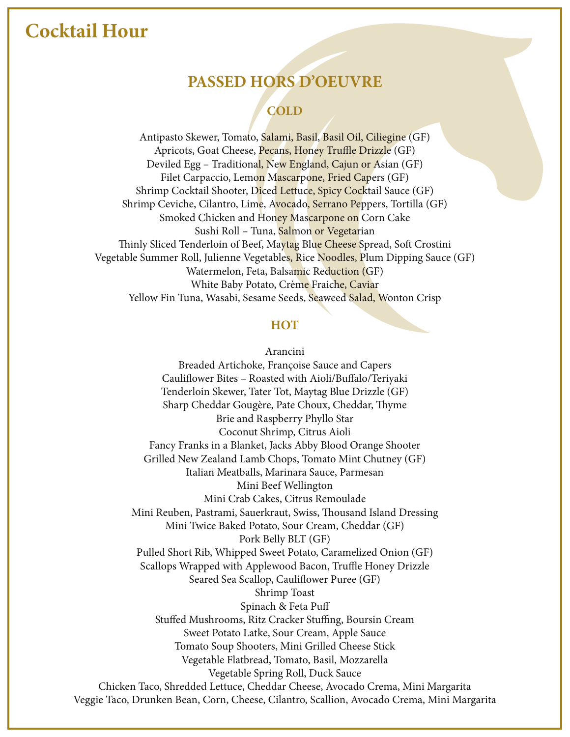# Cocktail Hour

## PASSED HORS D'OEUVRE

### COLD

Antipasto Skewer, Tomato, Salami, Basil, Basil Oil, Ciliegine (GF)
Apricots, Goat Cheese, Pecans, Honey Truffle Drizzle (GF)
Deviled Egg – Traditional, New England, Cajun or Asian (GF)
Filet Carpaccio, Lemon Mascarpone, Fried Capers (GF)
Shrimp Cocktail Shooter, Diced Lettuce, Spicy Cocktail Sauce (GF)
Shrimp Ceviche, Cilantro, Lime, Avocado, Serrano Peppers, Tortilla (GF)
Smoked Chicken and Honey Mascarpone on Corn Cake
Sushi Roll – Tuna, Salmon or Vegetarian
Thinly Sliced Tenderloin of Beef, Maytag Blue Cheese Spread, Soft Crostini
Vegetable Summer Roll, Julienne Vegetables, Rice Noodles, Plum Dipping Sauce (GF)
Watermelon, Feta, Balsamic Reduction (GF)
White Baby Potato, Crème Fraiche, Caviar
Yellow Fin Tuna, Wasabi, Sesame Seeds, Seaweed Salad, Wonton Crisp

### HOT

Arancini
Breaded Artichoke, Françoise Sauce and Capers
Cauliflower Bites – Roasted with Aioli/Buffalo/Teriyaki
Tenderloin Skewer, Tater Tot, Maytag Blue Drizzle (GF)
Sharp Cheddar Gougère, Pate Choux, Cheddar, Thyme
Brie and Raspberry Phyllo Star
Coconut Shrimp, Citrus Aioli
Fancy Franks in a Blanket, Jacks Abby Blood Orange Shooter
Grilled New Zealand Lamb Chops, Tomato Mint Chutney (GF)
Italian Meatballs, Marinara Sauce, Parmesan
Mini Beef Wellington
Mini Crab Cakes, Citrus Remoulade
Mini Reuben, Pastrami, Sauerkraut, Swiss, Thousand Island Dressing
Mini Twice Baked Potato, Sour Cream, Cheddar (GF)
Pork Belly BLT (GF)
Pulled Short Rib, Whipped Sweet Potato, Caramelized Onion (GF)
Scallops Wrapped with Applewood Bacon, Truffle Honey Drizzle
Seared Sea Scallop, Cauliflower Puree (GF)
Shrimp Toast
Spinach & Feta Puff
Stuffed Mushrooms, Ritz Cracker Stuffing, Boursin Cream
Sweet Potato Latke, Sour Cream, Apple Sauce
Tomato Soup Shooters, Mini Grilled Cheese Stick
Vegetable Flatbread, Tomato, Basil, Mozzarella
Vegetable Spring Roll, Duck Sauce
Chicken Taco, Shredded Lettuce, Cheddar Cheese, Avocado Crema, Mini Margarita
Veggie Taco, Drunken Bean, Corn, Cheese, Cilantro, Scallion, Avocado Crema, Mini Margarita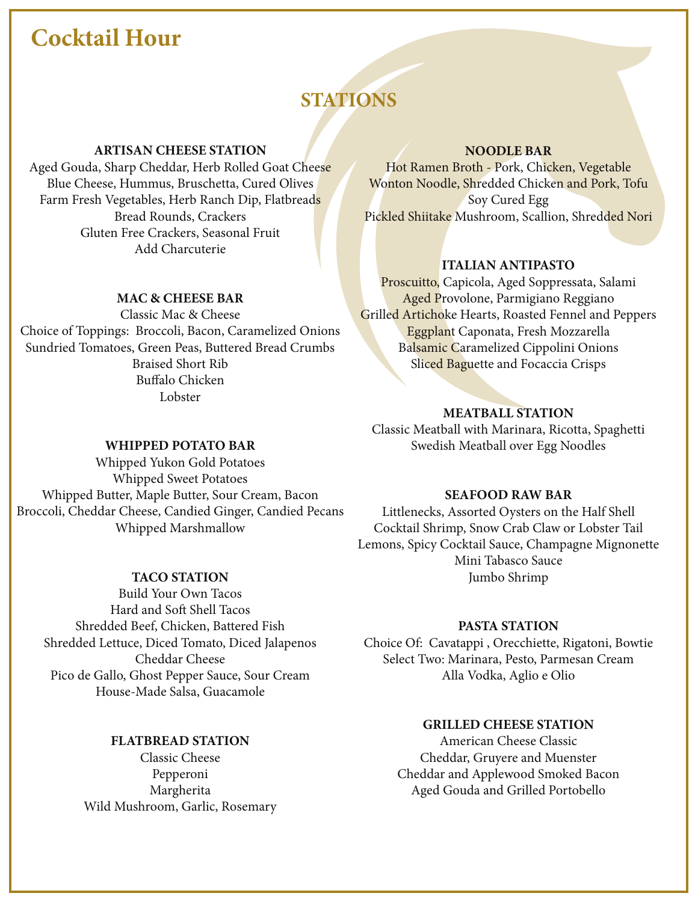# Cocktail Hour

## STATIONS

### ARTISAN CHEESE STATION

Aged Gouda, Sharp Cheddar, Herb Rolled Goat Cheese
Blue Cheese, Hummus, Bruschetta, Cured Olives
Farm Fresh Vegetables, Herb Ranch Dip, Flatbreads
Bread Rounds, Crackers
Gluten Free Crackers, Seasonal Fruit
Add Charcuterie

### MAC & CHEESE BAR

Classic Mac & Cheese
Choice of Toppings: Broccoli, Bacon, Caramelized Onions
Sundried Tomatoes, Green Peas, Buttered Bread Crumbs
Braised Short Rib
Buffalo Chicken
Lobster

### WHIPPED POTATO BAR

Whipped Yukon Gold Potatoes
Whipped Sweet Potatoes
Whipped Butter, Maple Butter, Sour Cream, Bacon
Broccoli, Cheddar Cheese, Candied Ginger, Candied Pecans
Whipped Marshmallow

### TACO STATION

Build Your Own Tacos
Hard and Soft Shell Tacos
Shredded Beef, Chicken, Battered Fish
Shredded Lettuce, Diced Tomato, Diced Jalapenos
Cheddar Cheese
Pico de Gallo, Ghost Pepper Sauce, Sour Cream
House-Made Salsa, Guacamole

### FLATBREAD STATION

Classic Cheese
Pepperoni
Margherita
Wild Mushroom, Garlic, Rosemary

### NOODLE BAR

Hot Ramen Broth - Pork, Chicken, Vegetable
Wonton Noodle, Shredded Chicken and Pork, Tofu
Soy Cured Egg
Pickled Shiitake Mushroom, Scallion, Shredded Nori

### ITALIAN ANTIPASTO

Proscuitto, Capicola, Aged Soppressata, Salami
Aged Provolone, Parmigiano Reggiano
Grilled Artichoke Hearts, Roasted Fennel and Peppers
Eggplant Caponata, Fresh Mozzarella
Balsamic Caramelized Cippolini Onions
Sliced Baguette and Focaccia Crisps

### MEATBALL STATION

Classic Meatball with Marinara, Ricotta, Spaghetti
Swedish Meatball over Egg Noodles

### SEAFOOD RAW BAR

Littlenecks, Assorted Oysters on the Half Shell
Cocktail Shrimp, Snow Crab Claw or Lobster Tail
Lemons, Spicy Cocktail Sauce, Champagne Mignonette
Mini Tabasco Sauce
Jumbo Shrimp

### PASTA STATION

Choice Of: Cavatappi , Orecchiette, Rigatoni, Bowtie
Select Two: Marinara, Pesto, Parmesan Cream
Alla Vodka, Aglio e Olio

### GRILLED CHEESE STATION

American Cheese Classic
Cheddar, Gruyere and Muenster
Cheddar and Applewood Smoked Bacon
Aged Gouda and Grilled Portobello